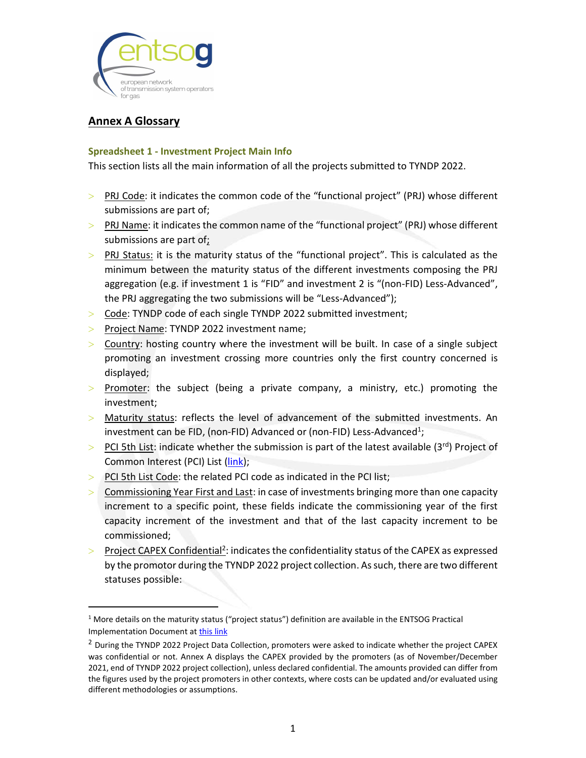# Annex A Glossary

### Spreadsheet 1 - Investment Project Main Info

This section lists all the main information of all the projects submitted to TYNDP 2022.

- PRJ Code: it indicates the common code of the "functional project" (PRJ) whose different submissions are part of;
- PRJ Name: it indicates the common name of the "functional project" (PRJ) whose different submissions are part of;
- PRJ Status: it is the maturity status of the "functional project". This is calculated as the minimum between the maturity status of the different investments composing the PRJ aggregation (e.g. if investment 1 is "FID" and investment 2 is "(non-FID) Less-Advanced", the PRJ aggregating the two submissions will be "Less-Advanced");
- Code: TYNDP code of each single TYNDP 2022 submitted investment;
- Project Name: TYNDP 2022 investment name;
- Country: hosting country where the investment will be built. In case of a single subject promoting an investment crossing more countries only the first country concerned is displayed;
- Promoter: the subject (being a private company, a ministry, etc.) promoting the investment;
- Maturity status: reflects the level of advancement of the submitted investments. An investment can be FID, (non-FID) Advanced or (non-FID) Less-Advanced[1];
- PCI 5th List: indicate whether the submission is part of the latest available (3rd) Project of Common Interest (PCI) List (link);
- PCI 5th List Code: the related PCI code as indicated in the PCI list;
- Commissioning Year First and Last: in case of investments bringing more than one capacity increment to a specific point, these fields indicate the commissioning year of the first capacity increment of the investment and that of the last capacity increment to be commissioned;
- Project CAPEX Confidential[2]: indicates the confidentiality status of the CAPEX as expressed by the promotor during the TYNDP 2022 project collection. As such, there are two different statuses possible:

---

[1] More details on the maturity status ("project status") definition are available in the ENTSOG Practical Implementation Document at this link

[2] During the TYNDP 2022 Project Data Collection, promoters were asked to indicate whether the project CAPEX was confidential or not. Annex A displays the CAPEX provided by the promoters (as of November/December 2021, end of TYNDP 2022 project collection), unless declared confidential. The amounts provided can differ from the figures used by the project promoters in other contexts, where costs can be updated and/or evaluated using different methodologies or assumptions.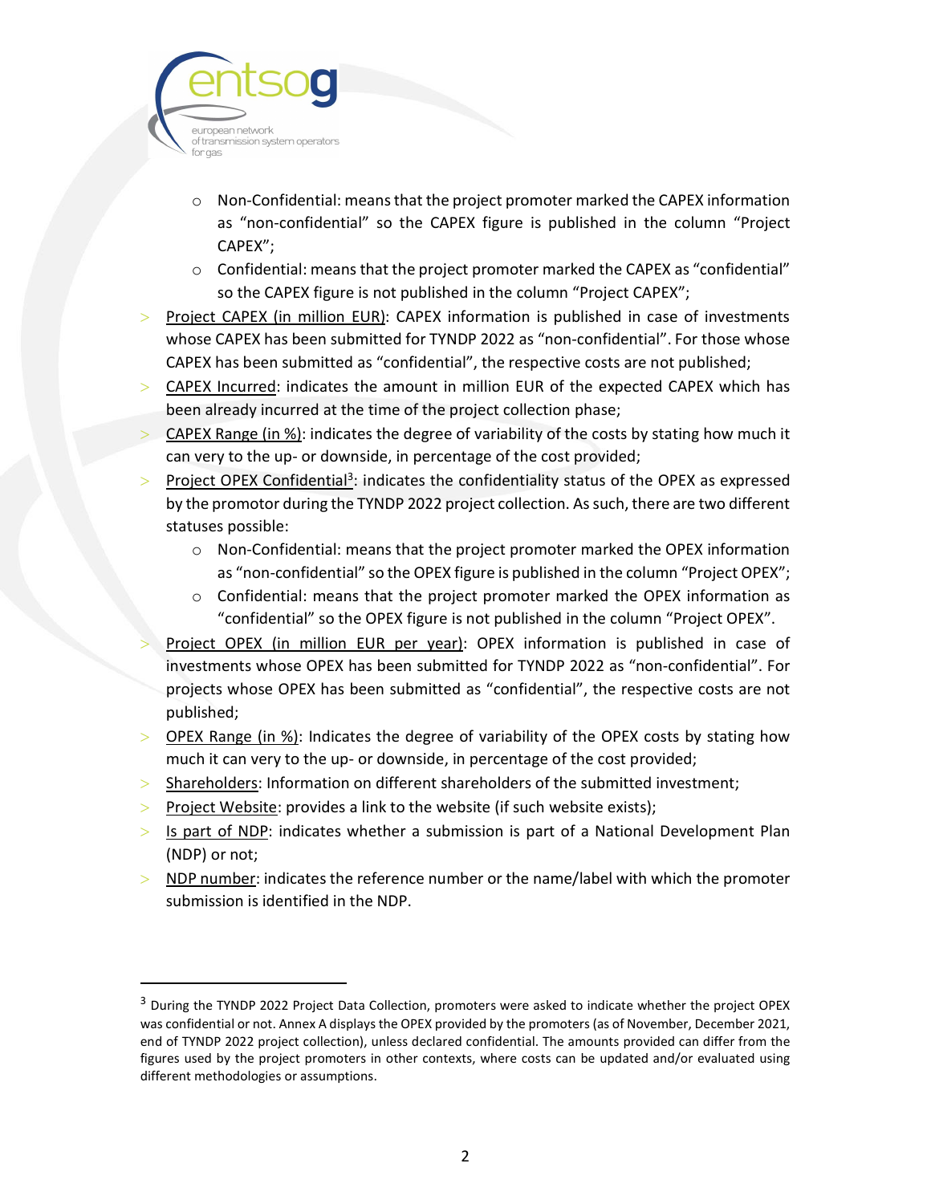- Non-Confidential: means that the project promoter marked the CAPEX information as "non-confidential" so the CAPEX figure is published in the column "Project CAPEX";
   - Confidential: means that the project promoter marked the CAPEX as "confidential" so the CAPEX figure is not published in the column "Project CAPEX";
- Project CAPEX (in million EUR): CAPEX information is published in case of investments whose CAPEX has been submitted for TYNDP 2022 as "non-confidential". For those whose CAPEX has been submitted as "confidential", the respective costs are not published;
- CAPEX Incurred: indicates the amount in million EUR of the expected CAPEX which has been already incurred at the time of the project collection phase;
- CAPEX Range (in %): indicates the degree of variability of the costs by stating how much it can very to the up- or downside, in percentage of the cost provided;
- Project OPEX Confidential[3]: indicates the confidentiality status of the OPEX as expressed by the promotor during the TYNDP 2022 project collection. As such, there are two different statuses possible:
   - Non-Confidential: means that the project promoter marked the OPEX information as "non-confidential" so the OPEX figure is published in the column "Project OPEX";
   - Confidential: means that the project promoter marked the OPEX information as "confidential" so the OPEX figure is not published in the column "Project OPEX".
- Project OPEX (in million EUR per year): OPEX information is published in case of investments whose OPEX has been submitted for TYNDP 2022 as "non-confidential". For projects whose OPEX has been submitted as "confidential", the respective costs are not published;
- OPEX Range (in %): Indicates the degree of variability of the OPEX costs by stating how much it can very to the up- or downside, in percentage of the cost provided;
- Shareholders: Information on different shareholders of the submitted investment;
- Project Website: provides a link to the website (if such website exists);
- Is part of NDP: indicates whether a submission is part of a National Development Plan (NDP) or not;
- NDP number: indicates the reference number or the name/label with which the promoter submission is identified in the NDP.

[3] During the TYNDP 2022 Project Data Collection, promoters were asked to indicate whether the project OPEX was confidential or not. Annex A displays the OPEX provided by the promoters (as of November, December 2021, end of TYNDP 2022 project collection), unless declared confidential. The amounts provided can differ from the figures used by the project promoters in other contexts, where costs can be updated and/or evaluated using different methodologies or assumptions.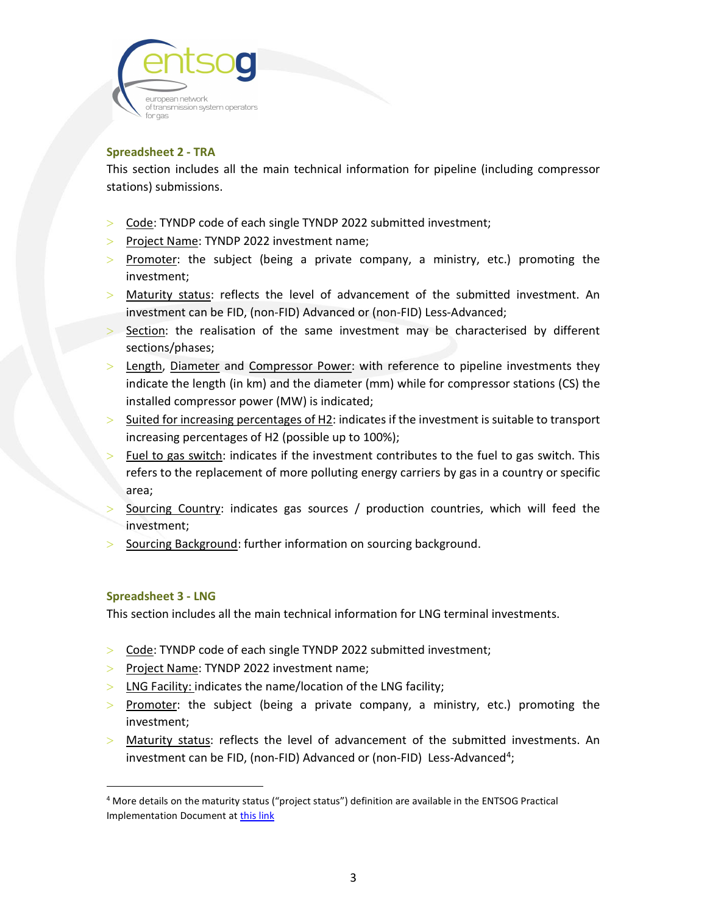### Spreadsheet 2 - TRA

This section includes all the main technical information for pipeline (including compressor stations) submissions.

- Code: TYNDP code of each single TYNDP 2022 submitted investment;
- Project Name: TYNDP 2022 investment name;
- Promoter: the subject (being a private company, a ministry, etc.) promoting the investment;
- Maturity status: reflects the level of advancement of the submitted investment. An investment can be FID, (non-FID) Advanced or (non-FID) Less-Advanced;
- Section: the realisation of the same investment may be characterised by different sections/phases;
- Length, Diameter and Compressor Power: with reference to pipeline investments they indicate the length (in km) and the diameter (mm) while for compressor stations (CS) the installed compressor power (MW) is indicated;
- Suited for increasing percentages of H2: indicates if the investment is suitable to transport increasing percentages of H2 (possible up to 100%);
- Fuel to gas switch: indicates if the investment contributes to the fuel to gas switch. This refers to the replacement of more polluting energy carriers by gas in a country or specific area;
- Sourcing Country: indicates gas sources / production countries, which will feed the investment;
- Sourcing Background: further information on sourcing background.

### Spreadsheet 3 - LNG

This section includes all the main technical information for LNG terminal investments.

- Code: TYNDP code of each single TYNDP 2022 submitted investment;
- Project Name: TYNDP 2022 investment name;
- LNG Facility: indicates the name/location of the LNG facility;
- Promoter: the subject (being a private company, a ministry, etc.) promoting the investment;
- Maturity status: reflects the level of advancement of the submitted investments. An investment can be FID, (non-FID) Advanced or (non-FID) Less-Advanced[4];

[4] More details on the maturity status ("project status") definition are available in the ENTSOG Practical Implementation Document at this link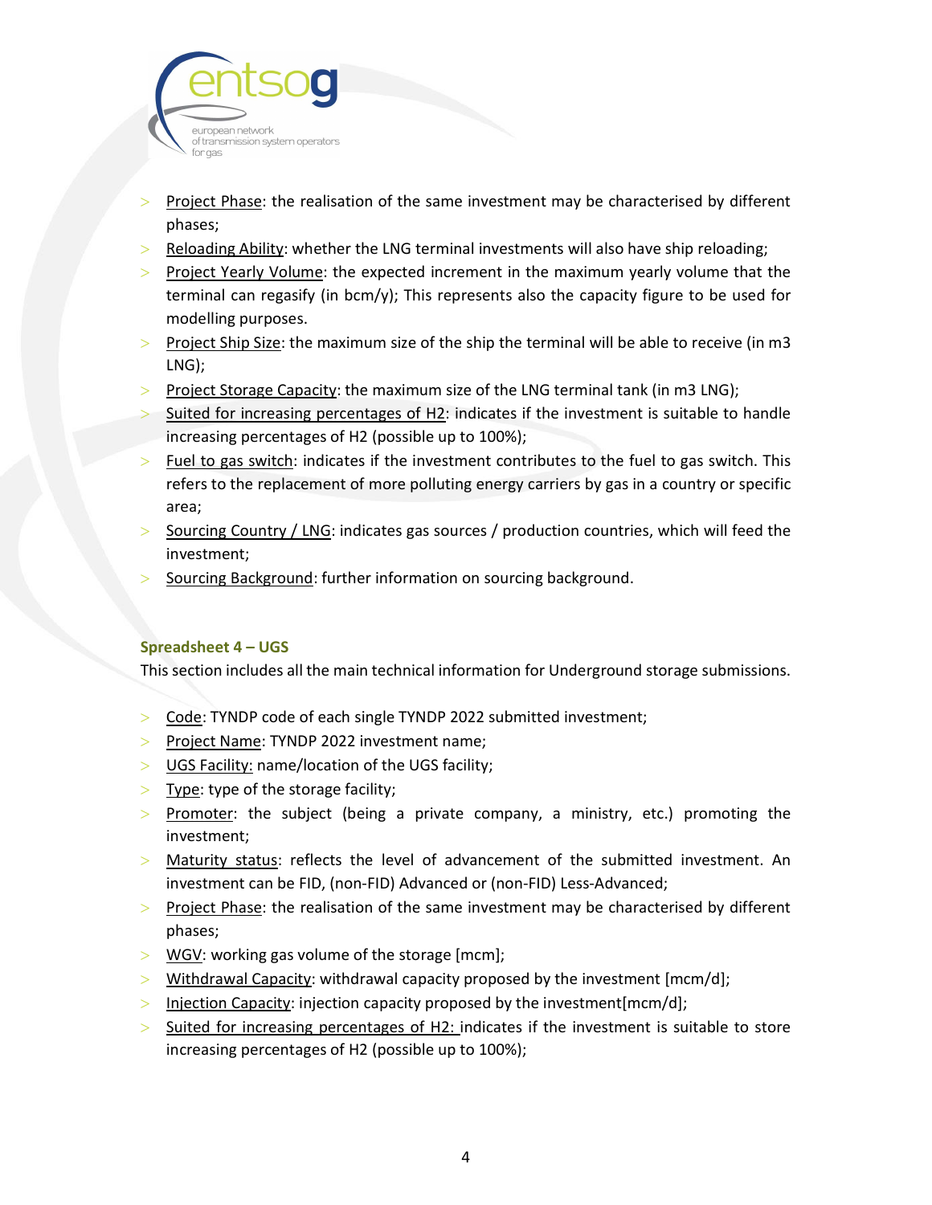- Project Phase: the realisation of the same investment may be characterised by different phases;
- Reloading Ability: whether the LNG terminal investments will also have ship reloading;
- Project Yearly Volume: the expected increment in the maximum yearly volume that the terminal can regasify (in bcm/y); This represents also the capacity figure to be used for modelling purposes.
- Project Ship Size: the maximum size of the ship the terminal will be able to receive (in m3 LNG);
- Project Storage Capacity: the maximum size of the LNG terminal tank (in m3 LNG);
- Suited for increasing percentages of H2: indicates if the investment is suitable to handle increasing percentages of H2 (possible up to 100%);
- Fuel to gas switch: indicates if the investment contributes to the fuel to gas switch. This refers to the replacement of more polluting energy carriers by gas in a country or specific area;
- Sourcing Country / LNG: indicates gas sources / production countries, which will feed the investment;
- Sourcing Background: further information on sourcing background.

### Spreadsheet 4 – UGS

This section includes all the main technical information for Underground storage submissions.

- Code: TYNDP code of each single TYNDP 2022 submitted investment;
- Project Name: TYNDP 2022 investment name;
- UGS Facility: name/location of the UGS facility;
- Type: type of the storage facility;
- Promoter: the subject (being a private company, a ministry, etc.) promoting the investment;
- Maturity status: reflects the level of advancement of the submitted investment. An investment can be FID, (non-FID) Advanced or (non-FID) Less-Advanced;
- Project Phase: the realisation of the same investment may be characterised by different phases;
- WGV: working gas volume of the storage [mcm];
- Withdrawal Capacity: withdrawal capacity proposed by the investment [mcm/d];
- Injection Capacity: injection capacity proposed by the investment[mcm/d];
- Suited for increasing percentages of H2: indicates if the investment is suitable to store increasing percentages of H2 (possible up to 100%);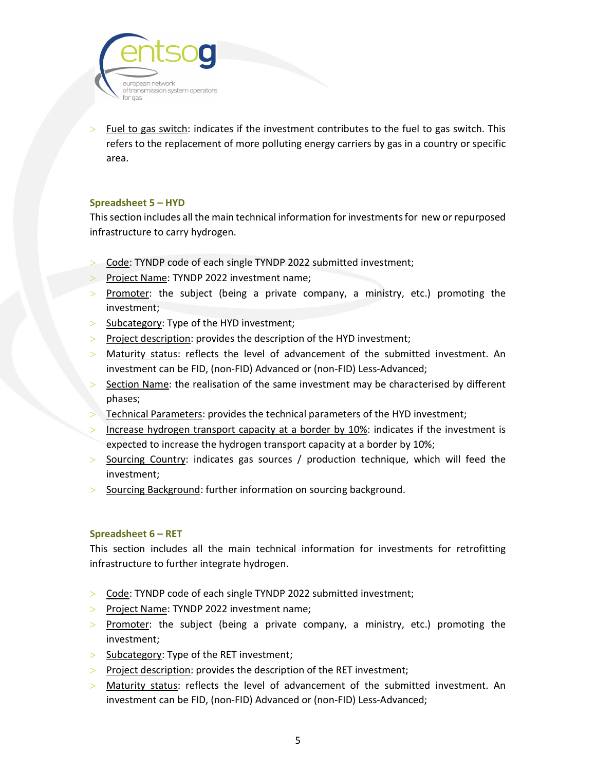- Fuel to gas switch: indicates if the investment contributes to the fuel to gas switch. This refers to the replacement of more polluting energy carriers by gas in a country or specific area.

### Spreadsheet 5 – HYD

This section includes all the main technical information for investments for new or repurposed infrastructure to carry hydrogen.

- Code: TYNDP code of each single TYNDP 2022 submitted investment;
- Project Name: TYNDP 2022 investment name;
- Promoter: the subject (being a private company, a ministry, etc.) promoting the investment;
- Subcategory: Type of the HYD investment;
- Project description: provides the description of the HYD investment;
- Maturity status: reflects the level of advancement of the submitted investment. An investment can be FID, (non-FID) Advanced or (non-FID) Less-Advanced;
- Section Name: the realisation of the same investment may be characterised by different phases;
- Technical Parameters: provides the technical parameters of the HYD investment;
- Increase hydrogen transport capacity at a border by 10%: indicates if the investment is expected to increase the hydrogen transport capacity at a border by 10%;
- Sourcing Country: indicates gas sources / production technique, which will feed the investment;
- Sourcing Background: further information on sourcing background.

### Spreadsheet 6 – RET

This section includes all the main technical information for investments for retrofitting infrastructure to further integrate hydrogen.

- Code: TYNDP code of each single TYNDP 2022 submitted investment;
- Project Name: TYNDP 2022 investment name;
- Promoter: the subject (being a private company, a ministry, etc.) promoting the investment;
- Subcategory: Type of the RET investment;
- Project description: provides the description of the RET investment;
- Maturity status: reflects the level of advancement of the submitted investment. An investment can be FID, (non-FID) Advanced or (non-FID) Less-Advanced;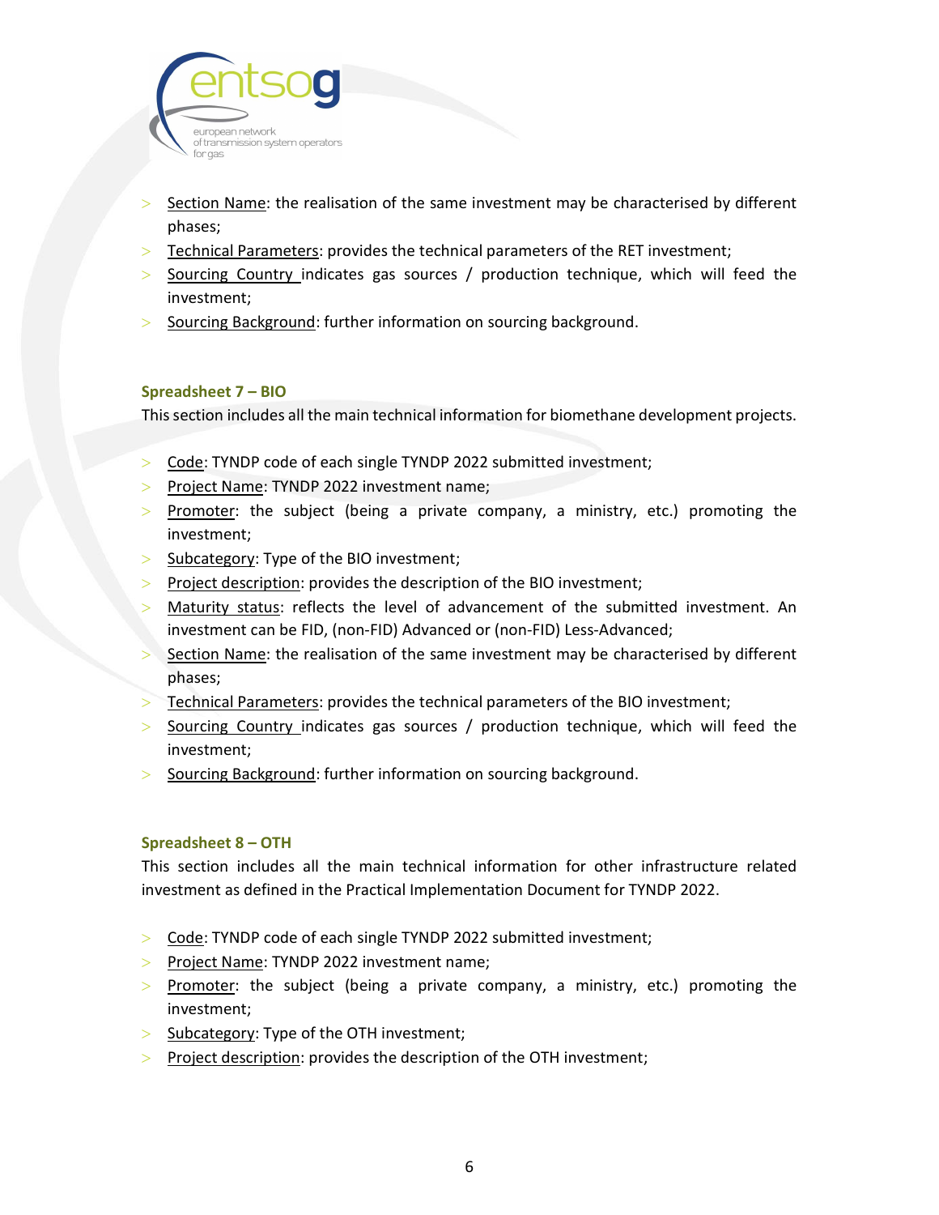- Section Name: the realisation of the same investment may be characterised by different phases;
- Technical Parameters: provides the technical parameters of the RET investment;
- Sourcing Country indicates gas sources / production technique, which will feed the investment;
- Sourcing Background: further information on sourcing background.

**Spreadsheet 7 – BIO**

This section includes all the main technical information for biomethane development projects.

- Code: TYNDP code of each single TYNDP 2022 submitted investment;
- Project Name: TYNDP 2022 investment name;
- Promoter: the subject (being a private company, a ministry, etc.) promoting the investment;
- Subcategory: Type of the BIO investment;
- Project description: provides the description of the BIO investment;
- Maturity status: reflects the level of advancement of the submitted investment. An investment can be FID, (non-FID) Advanced or (non-FID) Less-Advanced;
- Section Name: the realisation of the same investment may be characterised by different phases;
- Technical Parameters: provides the technical parameters of the BIO investment;
- Sourcing Country indicates gas sources / production technique, which will feed the investment;
- Sourcing Background: further information on sourcing background.

**Spreadsheet 8 – OTH**

This section includes all the main technical information for other infrastructure related investment as defined in the Practical Implementation Document for TYNDP 2022.

- Code: TYNDP code of each single TYNDP 2022 submitted investment;
- Project Name: TYNDP 2022 investment name;
- Promoter: the subject (being a private company, a ministry, etc.) promoting the investment;
- Subcategory: Type of the OTH investment;
- Project description: provides the description of the OTH investment;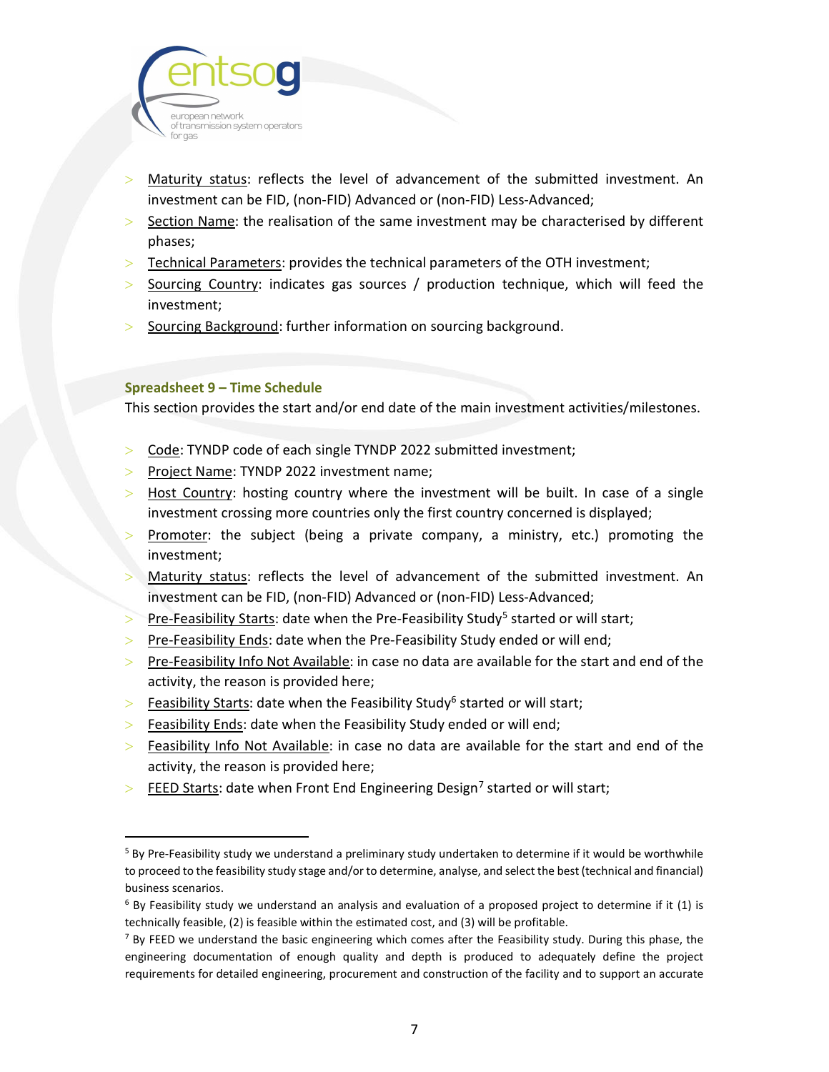- Maturity status: reflects the level of advancement of the submitted investment. An investment can be FID, (non-FID) Advanced or (non-FID) Less-Advanced;
- Section Name: the realisation of the same investment may be characterised by different phases;
- Technical Parameters: provides the technical parameters of the OTH investment;
- Sourcing Country: indicates gas sources / production technique, which will feed the investment;
- Sourcing Background: further information on sourcing background.

#### Spreadsheet 9 – Time Schedule

This section provides the start and/or end date of the main investment activities/milestones.

- Code: TYNDP code of each single TYNDP 2022 submitted investment;
- Project Name: TYNDP 2022 investment name;
- Host Country: hosting country where the investment will be built. In case of a single investment crossing more countries only the first country concerned is displayed;
- Promoter: the subject (being a private company, a ministry, etc.) promoting the investment;
- Maturity status: reflects the level of advancement of the submitted investment. An investment can be FID, (non-FID) Advanced or (non-FID) Less-Advanced;
- Pre-Feasibility Starts: date when the Pre-Feasibility Study[5] started or will start;
- Pre-Feasibility Ends: date when the Pre-Feasibility Study ended or will end;
- Pre-Feasibility Info Not Available: in case no data are available for the start and end of the activity, the reason is provided here;
- Feasibility Starts: date when the Feasibility Study[6] started or will start;
- Feasibility Ends: date when the Feasibility Study ended or will end;
- Feasibility Info Not Available: in case no data are available for the start and end of the activity, the reason is provided here;
- FEED Starts: date when Front End Engineering Design[7] started or will start;

---

[5] By Pre-Feasibility study we understand a preliminary study undertaken to determine if it would be worthwhile to proceed to the feasibility study stage and/or to determine, analyse, and select the best (technical and financial) business scenarios.

[6] By Feasibility study we understand an analysis and evaluation of a proposed project to determine if it (1) is technically feasible, (2) is feasible within the estimated cost, and (3) will be profitable.

[7] By FEED we understand the basic engineering which comes after the Feasibility study. During this phase, the engineering documentation of enough quality and depth is produced to adequately define the project requirements for detailed engineering, procurement and construction of the facility and to support an accurate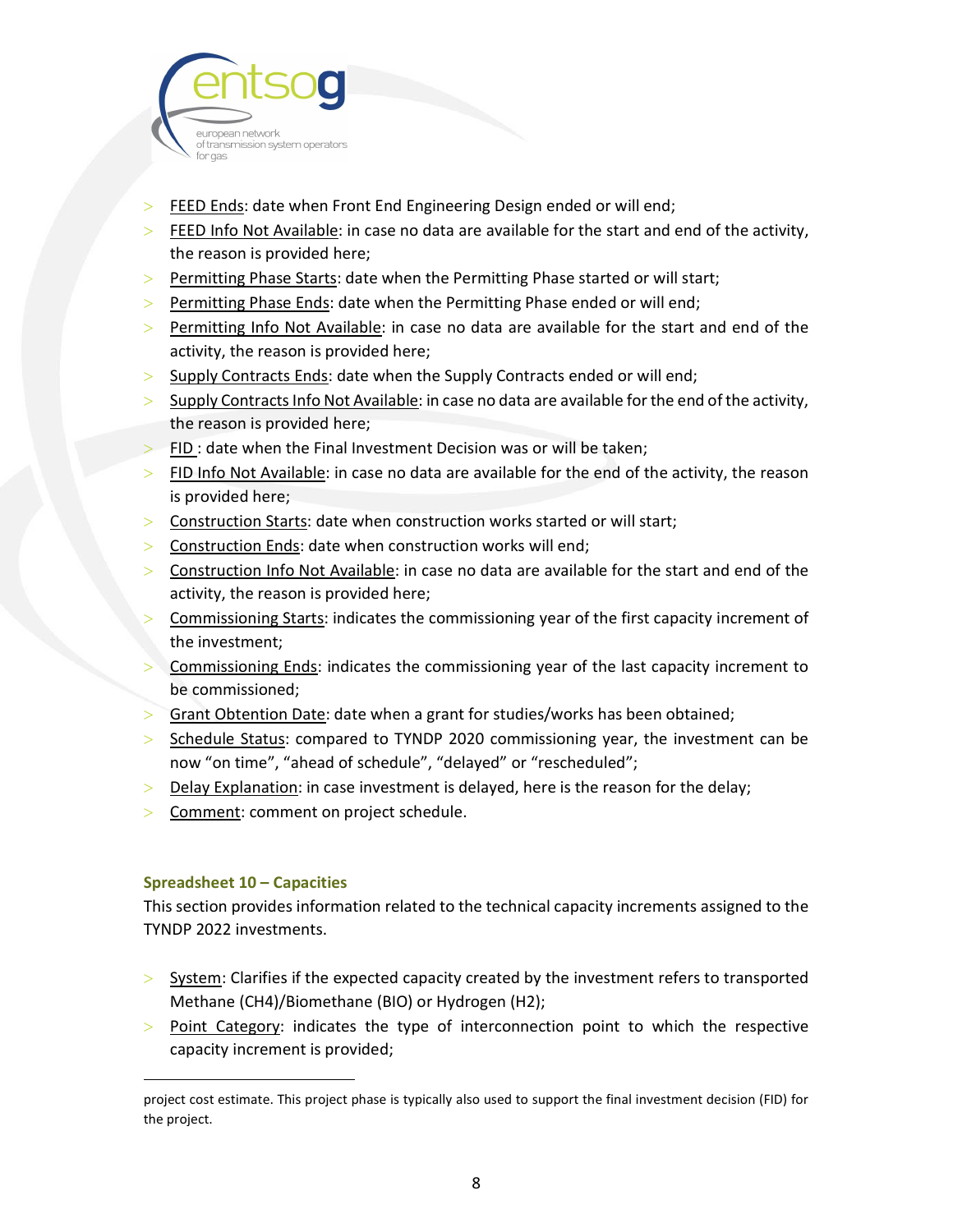- FEED Ends: date when Front End Engineering Design ended or will end;
- FEED Info Not Available: in case no data are available for the start and end of the activity, the reason is provided here;
- Permitting Phase Starts: date when the Permitting Phase started or will start;
- Permitting Phase Ends: date when the Permitting Phase ended or will end;
- Permitting Info Not Available: in case no data are available for the start and end of the activity, the reason is provided here;
- Supply Contracts Ends: date when the Supply Contracts ended or will end;
- Supply Contracts Info Not Available: in case no data are available for the end of the activity, the reason is provided here;
- FID : date when the Final Investment Decision was or will be taken;
- FID Info Not Available: in case no data are available for the end of the activity, the reason is provided here;
- Construction Starts: date when construction works started or will start;
- Construction Ends: date when construction works will end;
- Construction Info Not Available: in case no data are available for the start and end of the activity, the reason is provided here;
- Commissioning Starts: indicates the commissioning year of the first capacity increment of the investment;
- Commissioning Ends: indicates the commissioning year of the last capacity increment to be commissioned;
- Grant Obtention Date: date when a grant for studies/works has been obtained;
- Schedule Status: compared to TYNDP 2020 commissioning year, the investment can be now "on time", "ahead of schedule", "delayed" or "rescheduled";
- Delay Explanation: in case investment is delayed, here is the reason for the delay;
- Comment: comment on project schedule.

### Spreadsheet 10 – Capacities

This section provides information related to the technical capacity increments assigned to the TYNDP 2022 investments.

- System: Clarifies if the expected capacity created by the investment refers to transported Methane ($CH_4$)/Biomethane (BIO) or Hydrogen ($H_2$);
- Point Category: indicates the type of interconnection point to which the respective capacity increment is provided;

---

project cost estimate. This project phase is typically also used to support the final investment decision (FID) for the project.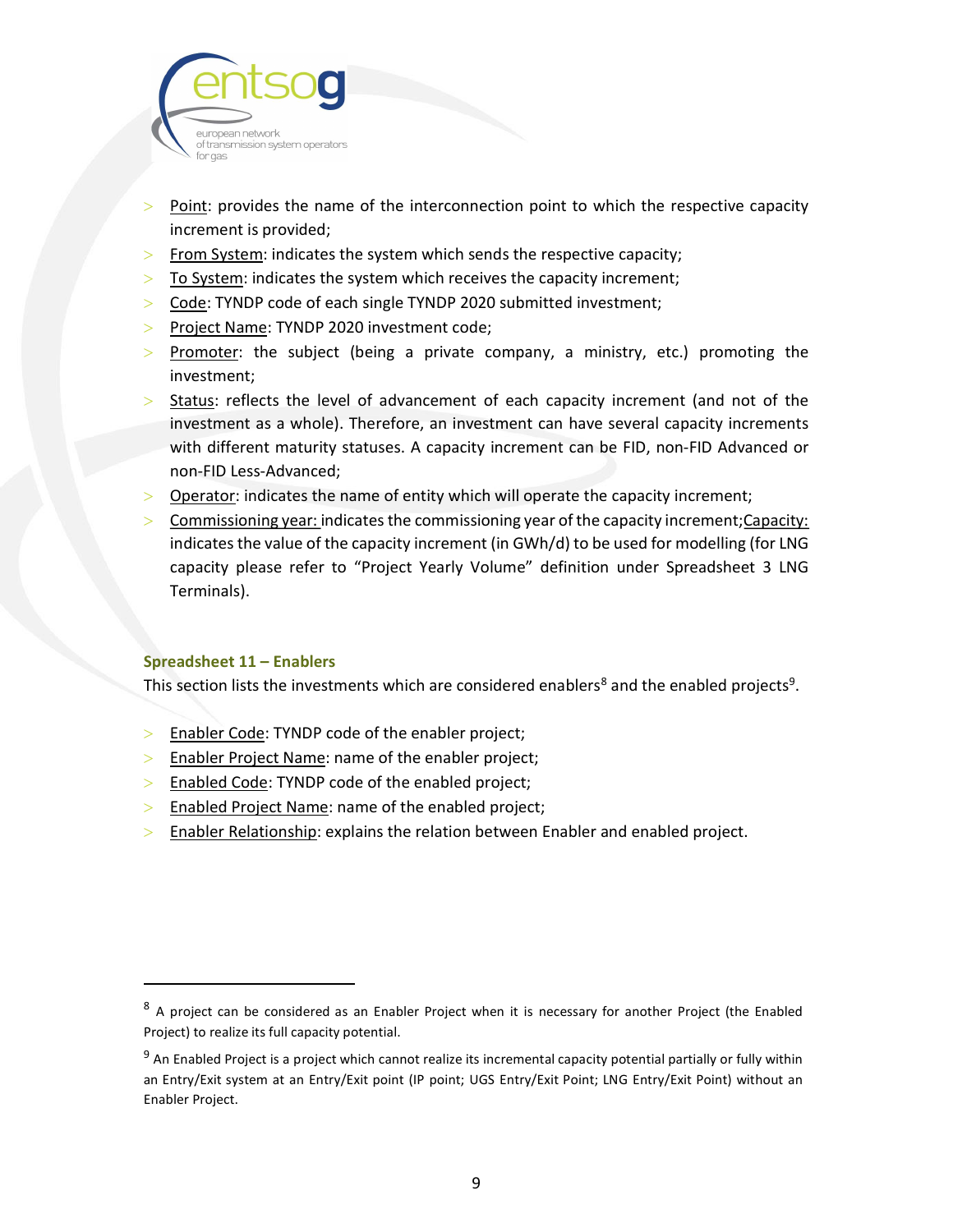- Point: provides the name of the interconnection point to which the respective capacity increment is provided;
- From System: indicates the system which sends the respective capacity;
- To System: indicates the system which receives the capacity increment;
- Code: TYNDP code of each single TYNDP 2020 submitted investment;
- Project Name: TYNDP 2020 investment code;
- Promoter: the subject (being a private company, a ministry, etc.) promoting the investment;
- Status: reflects the level of advancement of each capacity increment (and not of the investment as a whole). Therefore, an investment can have several capacity increments with different maturity statuses. A capacity increment can be FID, non-FID Advanced or non-FID Less-Advanced;
- Operator: indicates the name of entity which will operate the capacity increment;
- Commissioning year: indicates the commissioning year of the capacity increment;Capacity: indicates the value of the capacity increment (in GWh/d) to be used for modelling (for LNG capacity please refer to "Project Yearly Volume" definition under Spreadsheet 3 LNG Terminals).

### Spreadsheet 11 – Enablers

This section lists the investments which are considered enablers[8] and the enabled projects[9].

- Enabler Code: TYNDP code of the enabler project;
- Enabler Project Name: name of the enabler project;
- Enabled Code: TYNDP code of the enabled project;
- Enabled Project Name: name of the enabled project;
- Enabler Relationship: explains the relation between Enabler and enabled project.

---

[8] A project can be considered as an Enabler Project when it is necessary for another Project (the Enabled Project) to realize its full capacity potential.

[9] An Enabled Project is a project which cannot realize its incremental capacity potential partially or fully within an Entry/Exit system at an Entry/Exit point (IP point; UGS Entry/Exit Point; LNG Entry/Exit Point) without an Enabler Project.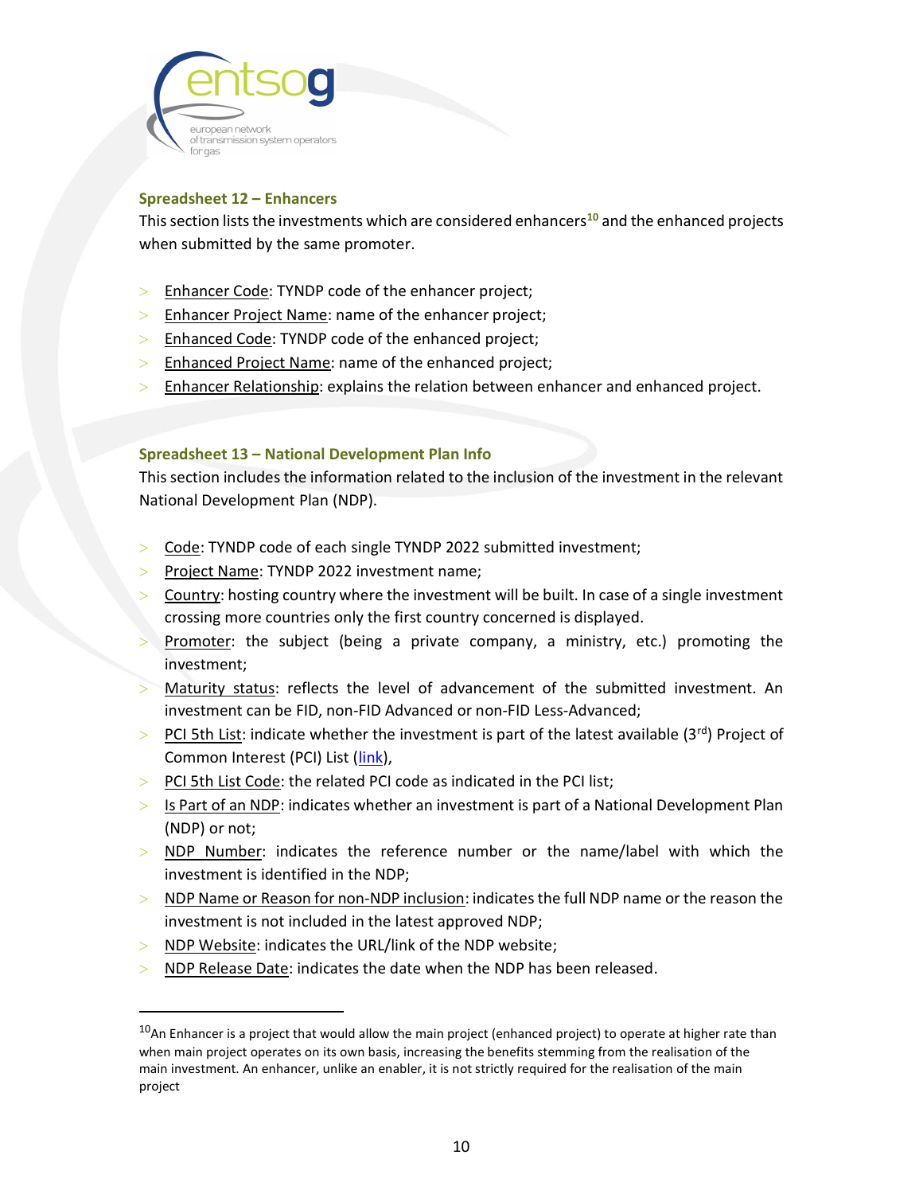### Spreadsheet 12 – Enhancers

This section lists the investments which are considered enhancers[10] and the enhanced projects when submitted by the same promoter.

- Enhancer Code: TYNDP code of the enhancer project;
- Enhancer Project Name: name of the enhancer project;
- Enhanced Code: TYNDP code of the enhanced project;
- Enhanced Project Name: name of the enhanced project;
- Enhancer Relationship: explains the relation between enhancer and enhanced project.

### Spreadsheet 13 – National Development Plan Info

This section includes the information related to the inclusion of the investment in the relevant National Development Plan (NDP).

- Code: TYNDP code of each single TYNDP 2022 submitted investment;
- Project Name: TYNDP 2022 investment name;
- Country: hosting country where the investment will be built. In case of a single investment crossing more countries only the first country concerned is displayed.
- Promoter: the subject (being a private company, a ministry, etc.) promoting the investment;
- Maturity status: reflects the level of advancement of the submitted investment. An investment can be FID, non-FID Advanced or non-FID Less-Advanced;
- PCI 5th List: indicate whether the investment is part of the latest available (3rd) Project of Common Interest (PCI) List (link),
- PCI 5th List Code: the related PCI code as indicated in the PCI list;
- Is Part of an NDP: indicates whether an investment is part of a National Development Plan (NDP) or not;
- NDP Number: indicates the reference number or the name/label with which the investment is identified in the NDP;
- NDP Name or Reason for non-NDP inclusion: indicates the full NDP name or the reason the investment is not included in the latest approved NDP;
- NDP Website: indicates the URL/link of the NDP website;
- NDP Release Date: indicates the date when the NDP has been released.

---

[10] An Enhancer is a project that would allow the main project (enhanced project) to operate at higher rate than when main project operates on its own basis, increasing the benefits stemming from the realisation of the main investment. An enhancer, unlike an enabler, it is not strictly required for the realisation of the main project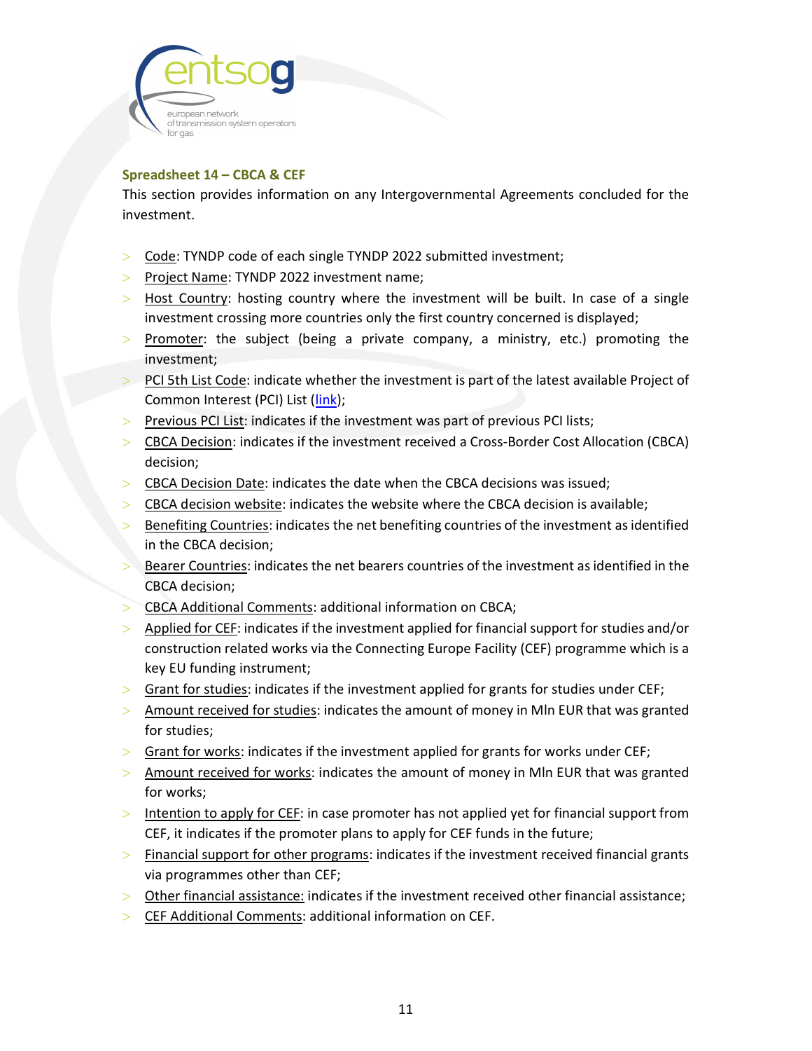### Spreadsheet 14 – CBCA & CEF

This section provides information on any Intergovernmental Agreements concluded for the investment.

- Code: TYNDP code of each single TYNDP 2022 submitted investment;
- Project Name: TYNDP 2022 investment name;
- Host Country: hosting country where the investment will be built. In case of a single investment crossing more countries only the first country concerned is displayed;
- Promoter: the subject (being a private company, a ministry, etc.) promoting the investment;
- PCI 5th List Code: indicate whether the investment is part of the latest available Project of Common Interest (PCI) List (link);
- Previous PCI List: indicates if the investment was part of previous PCI lists;
- CBCA Decision: indicates if the investment received a Cross-Border Cost Allocation (CBCA) decision;
- CBCA Decision Date: indicates the date when the CBCA decisions was issued;
- CBCA decision website: indicates the website where the CBCA decision is available;
- Benefiting Countries: indicates the net benefiting countries of the investment as identified in the CBCA decision;
- Bearer Countries: indicates the net bearers countries of the investment as identified in the CBCA decision;
- CBCA Additional Comments: additional information on CBCA;
- Applied for CEF: indicates if the investment applied for financial support for studies and/or construction related works via the Connecting Europe Facility (CEF) programme which is a key EU funding instrument;
- Grant for studies: indicates if the investment applied for grants for studies under CEF;
- Amount received for studies: indicates the amount of money in Mln EUR that was granted for studies;
- Grant for works: indicates if the investment applied for grants for works under CEF;
- Amount received for works: indicates the amount of money in Mln EUR that was granted for works;
- Intention to apply for CEF: in case promoter has not applied yet for financial support from CEF, it indicates if the promoter plans to apply for CEF funds in the future;
- Financial support for other programs: indicates if the investment received financial grants via programmes other than CEF;
- Other financial assistance: indicates if the investment received other financial assistance;
- CEF Additional Comments: additional information on CEF.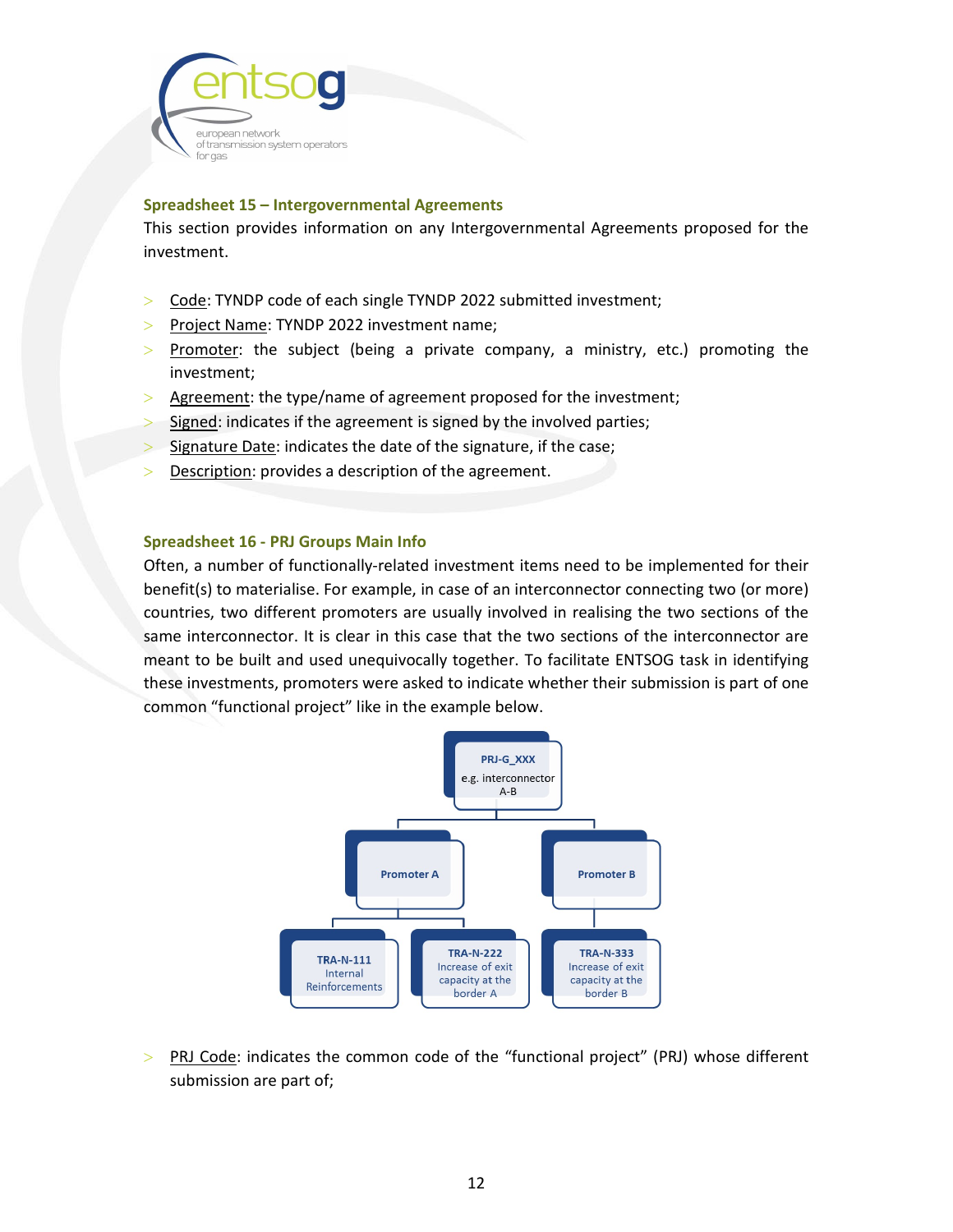### Spreadsheet 15 – Intergovernmental Agreements

This section provides information on any Intergovernmental Agreements proposed for the investment.

- Code: TYNDP code of each single TYNDP 2022 submitted investment;
- Project Name: TYNDP 2022 investment name;
- Promoter: the subject (being a private company, a ministry, etc.) promoting the investment;
- Agreement: the type/name of agreement proposed for the investment;
- Signed: indicates if the agreement is signed by the involved parties;
- Signature Date: indicates the date of the signature, if the case;
- Description: provides a description of the agreement.

### Spreadsheet 16 - PRJ Groups Main Info

Often, a number of functionally-related investment items need to be implemented for their benefit(s) to materialise. For example, in case of an interconnector connecting two (or more) countries, two different promoters are usually involved in realising the two sections of the same interconnector. It is clear in this case that the two sections of the interconnector are meant to be built and used unequivocally together. To facilitate ENTSOG task in identifying these investments, promoters were asked to indicate whether their submission is part of one common "functional project" like in the example below.

PRJ-G_XXX
e.g. interconnector A-B

- Promoter A
  - TRA-N-111 Internal Reinforcements
  - TRA-N-222 Increase of exit capacity at the border A
- Promoter B
  - TRA-N-333 Increase of exit capacity at the border B

- PRJ Code: indicates the common code of the "functional project" (PRJ) whose different submission are part of;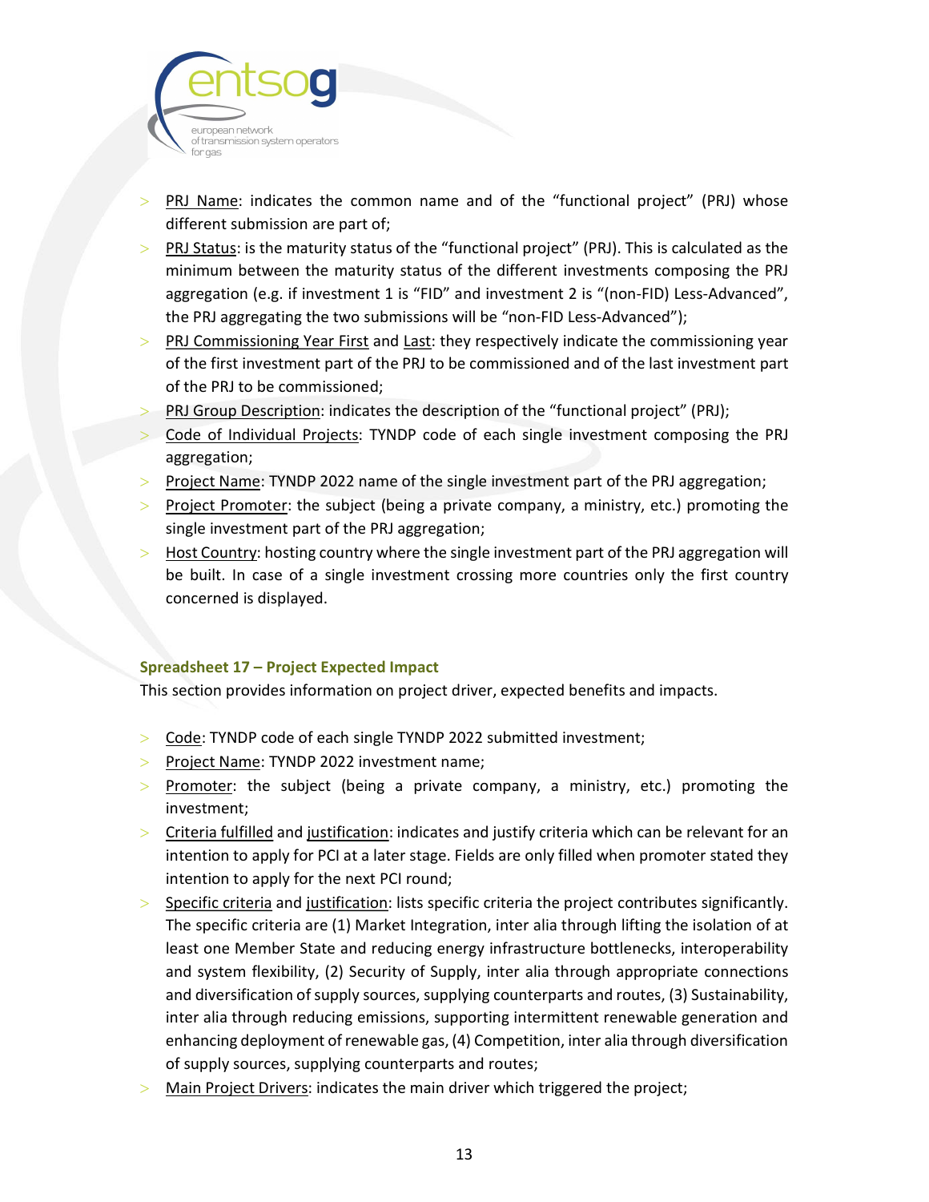- PRJ Name: indicates the common name and of the "functional project" (PRJ) whose different submission are part of;
- PRJ Status: is the maturity status of the "functional project" (PRJ). This is calculated as the minimum between the maturity status of the different investments composing the PRJ aggregation (e.g. if investment 1 is "FID" and investment 2 is "(non-FID) Less-Advanced", the PRJ aggregating the two submissions will be "non-FID Less-Advanced");
- PRJ Commissioning Year First and Last: they respectively indicate the commissioning year of the first investment part of the PRJ to be commissioned and of the last investment part of the PRJ to be commissioned;
- PRJ Group Description: indicates the description of the "functional project" (PRJ);
- Code of Individual Projects: TYNDP code of each single investment composing the PRJ aggregation;
- Project Name: TYNDP 2022 name of the single investment part of the PRJ aggregation;
- Project Promoter: the subject (being a private company, a ministry, etc.) promoting the single investment part of the PRJ aggregation;
- Host Country: hosting country where the single investment part of the PRJ aggregation will be built. In case of a single investment crossing more countries only the first country concerned is displayed.

#### Spreadsheet 17 – Project Expected Impact

This section provides information on project driver, expected benefits and impacts.

- Code: TYNDP code of each single TYNDP 2022 submitted investment;
- Project Name: TYNDP 2022 investment name;
- Promoter: the subject (being a private company, a ministry, etc.) promoting the investment;
- Criteria fulfilled and justification: indicates and justify criteria which can be relevant for an intention to apply for PCI at a later stage. Fields are only filled when promoter stated they intention to apply for the next PCI round;
- Specific criteria and justification: lists specific criteria the project contributes significantly. The specific criteria are (1) Market Integration, inter alia through lifting the isolation of at least one Member State and reducing energy infrastructure bottlenecks, interoperability and system flexibility, (2) Security of Supply, inter alia through appropriate connections and diversification of supply sources, supplying counterparts and routes, (3) Sustainability, inter alia through reducing emissions, supporting intermittent renewable generation and enhancing deployment of renewable gas, (4) Competition, inter alia through diversification of supply sources, supplying counterparts and routes;
- Main Project Drivers: indicates the main driver which triggered the project;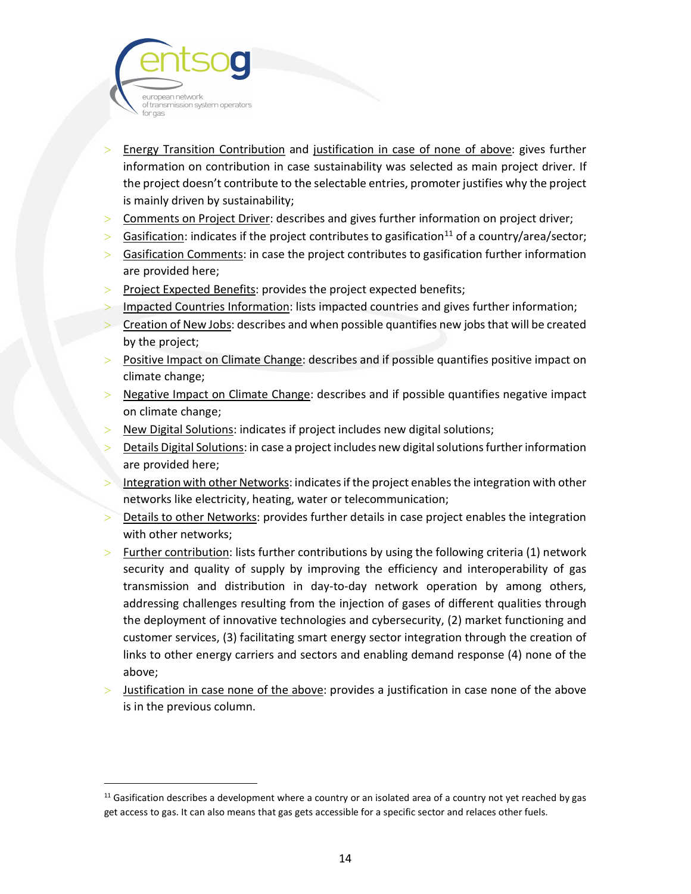- Energy Transition Contribution and justification in case of none of above: gives further information on contribution in case sustainability was selected as main project driver. If the project doesn't contribute to the selectable entries, promoter justifies why the project is mainly driven by sustainability;
- Comments on Project Driver: describes and gives further information on project driver;
- Gasification: indicates if the project contributes to gasification[11] of a country/area/sector;
- Gasification Comments: in case the project contributes to gasification further information are provided here;
- Project Expected Benefits: provides the project expected benefits;
- Impacted Countries Information: lists impacted countries and gives further information;
- Creation of New Jobs: describes and when possible quantifies new jobs that will be created by the project;
- Positive Impact on Climate Change: describes and if possible quantifies positive impact on climate change;
- Negative Impact on Climate Change: describes and if possible quantifies negative impact on climate change;
- New Digital Solutions: indicates if project includes new digital solutions;
- Details Digital Solutions: in case a project includes new digital solutions further information are provided here;
- Integration with other Networks: indicates if the project enables the integration with other networks like electricity, heating, water or telecommunication;
- Details to other Networks: provides further details in case project enables the integration with other networks;
- Further contribution: lists further contributions by using the following criteria (1) network security and quality of supply by improving the efficiency and interoperability of gas transmission and distribution in day-to-day network operation by among others, addressing challenges resulting from the injection of gases of different qualities through the deployment of innovative technologies and cybersecurity, (2) market functioning and customer services, (3) facilitating smart energy sector integration through the creation of links to other energy carriers and sectors and enabling demand response (4) none of the above;
- Justification in case none of the above: provides a justification in case none of the above is in the previous column.

[11] Gasification describes a development where a country or an isolated area of a country not yet reached by gas get access to gas. It can also means that gas gets accessible for a specific sector and relaces other fuels.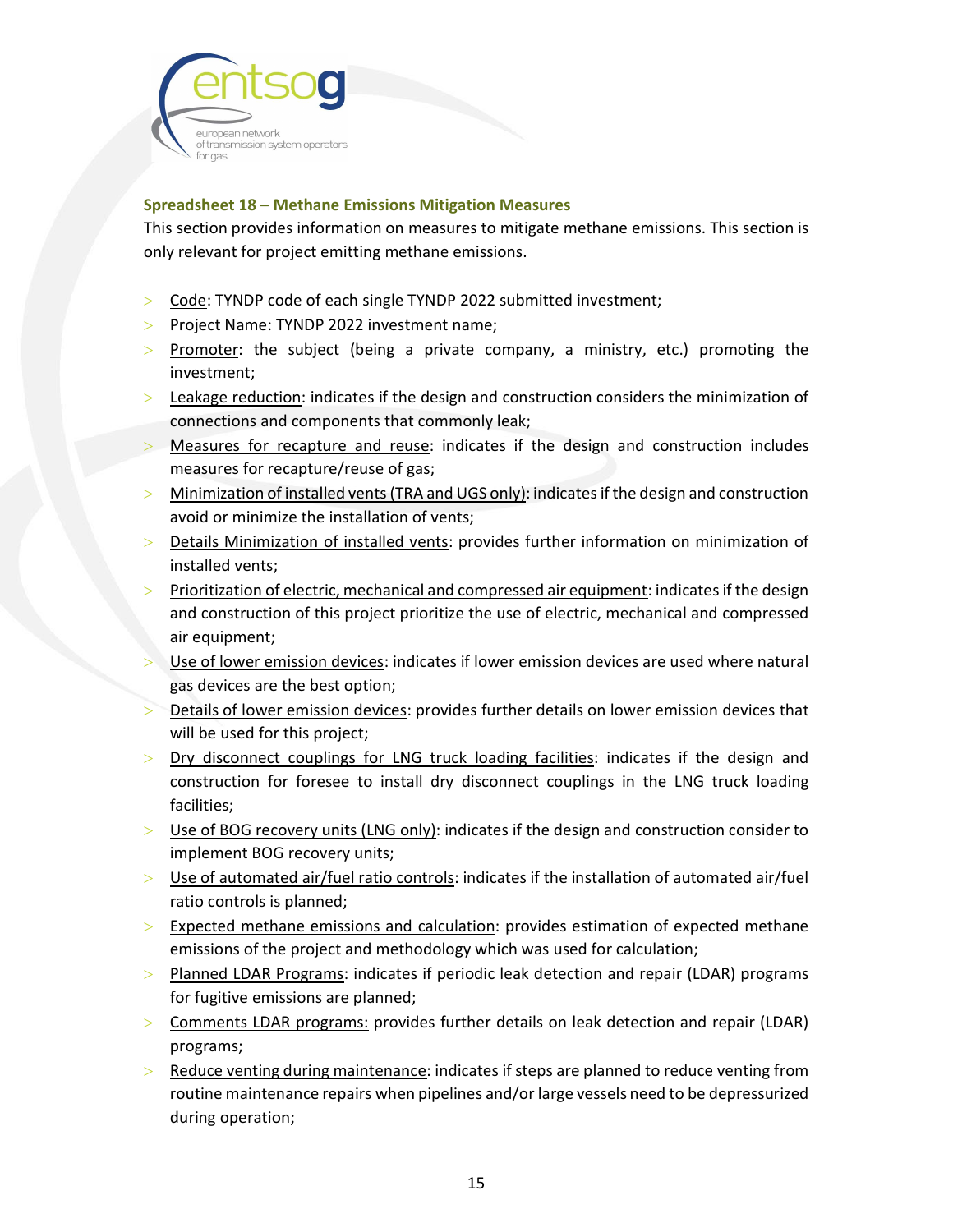### Spreadsheet 18 – Methane Emissions Mitigation Measures

This section provides information on measures to mitigate methane emissions. This section is only relevant for project emitting methane emissions.

- Code: TYNDP code of each single TYNDP 2022 submitted investment;
- Project Name: TYNDP 2022 investment name;
- Promoter: the subject (being a private company, a ministry, etc.) promoting the investment;
- Leakage reduction: indicates if the design and construction considers the minimization of connections and components that commonly leak;
- Measures for recapture and reuse: indicates if the design and construction includes measures for recapture/reuse of gas;
- Minimization of installed vents (TRA and UGS only): indicates if the design and construction avoid or minimize the installation of vents;
- Details Minimization of installed vents: provides further information on minimization of installed vents;
- Prioritization of electric, mechanical and compressed air equipment: indicates if the design and construction of this project prioritize the use of electric, mechanical and compressed air equipment;
- Use of lower emission devices: indicates if lower emission devices are used where natural gas devices are the best option;
- Details of lower emission devices: provides further details on lower emission devices that will be used for this project;
- Dry disconnect couplings for LNG truck loading facilities: indicates if the design and construction for foresee to install dry disconnect couplings in the LNG truck loading facilities;
- Use of BOG recovery units (LNG only): indicates if the design and construction consider to implement BOG recovery units;
- Use of automated air/fuel ratio controls: indicates if the installation of automated air/fuel ratio controls is planned;
- Expected methane emissions and calculation: provides estimation of expected methane emissions of the project and methodology which was used for calculation;
- Planned LDAR Programs: indicates if periodic leak detection and repair (LDAR) programs for fugitive emissions are planned;
- Comments LDAR programs: provides further details on leak detection and repair (LDAR) programs;
- Reduce venting during maintenance: indicates if steps are planned to reduce venting from routine maintenance repairs when pipelines and/or large vessels need to be depressurized during operation;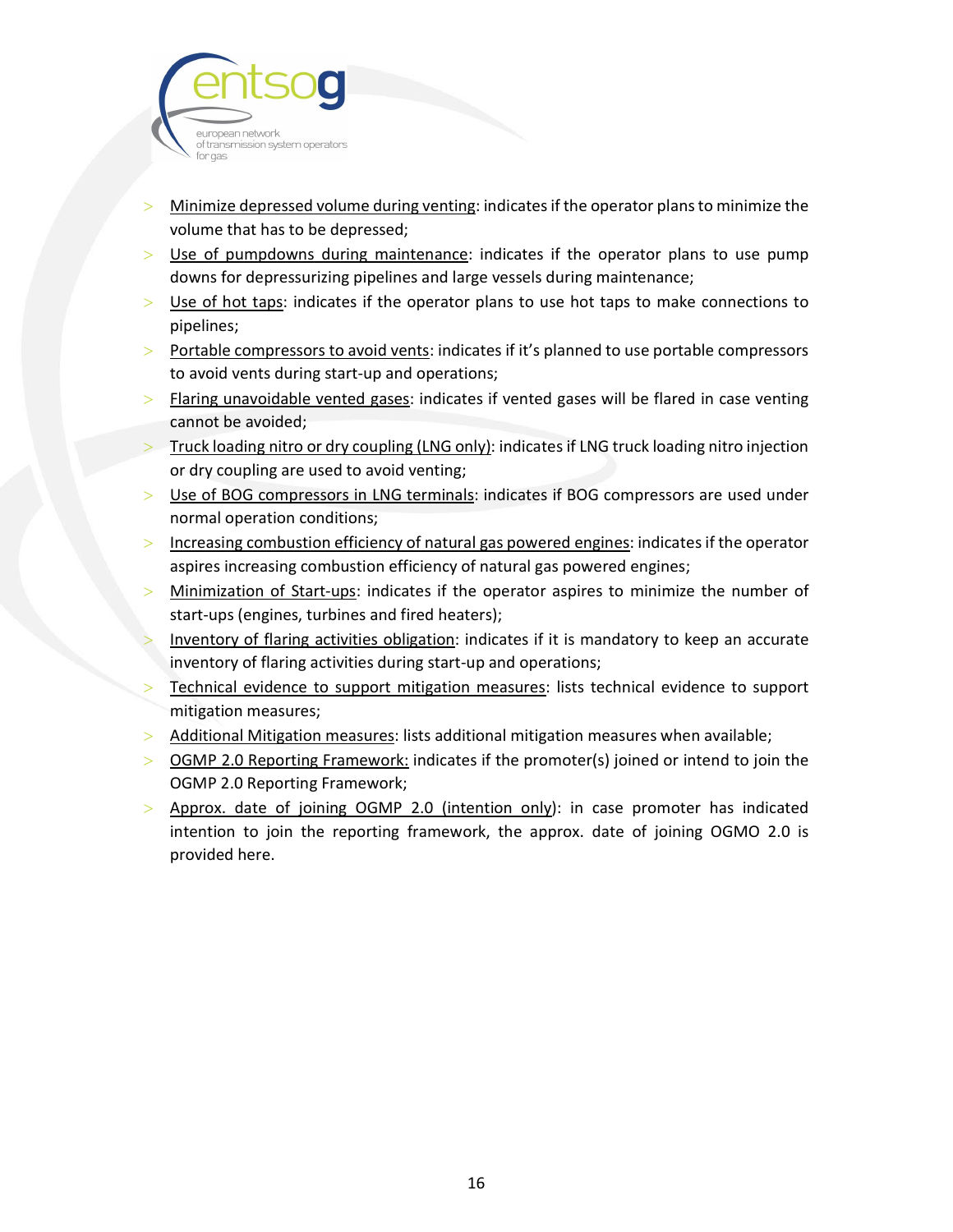- Minimize depressed volume during venting: indicates if the operator plans to minimize the volume that has to be depressed;
- Use of pumpdowns during maintenance: indicates if the operator plans to use pump downs for depressurizing pipelines and large vessels during maintenance;
- Use of hot taps: indicates if the operator plans to use hot taps to make connections to pipelines;
- Portable compressors to avoid vents: indicates if it's planned to use portable compressors to avoid vents during start-up and operations;
- Flaring unavoidable vented gases: indicates if vented gases will be flared in case venting cannot be avoided;
- Truck loading nitro or dry coupling (LNG only): indicates if LNG truck loading nitro injection or dry coupling are used to avoid venting;
- Use of BOG compressors in LNG terminals: indicates if BOG compressors are used under normal operation conditions;
- Increasing combustion efficiency of natural gas powered engines: indicates if the operator aspires increasing combustion efficiency of natural gas powered engines;
- Minimization of Start-ups: indicates if the operator aspires to minimize the number of start-ups (engines, turbines and fired heaters);
- Inventory of flaring activities obligation: indicates if it is mandatory to keep an accurate inventory of flaring activities during start-up and operations;
- Technical evidence to support mitigation measures: lists technical evidence to support mitigation measures;
- Additional Mitigation measures: lists additional mitigation measures when available;
- OGMP 2.0 Reporting Framework: indicates if the promoter(s) joined or intend to join the OGMP 2.0 Reporting Framework;
- Approx. date of joining OGMP 2.0 (intention only): in case promoter has indicated intention to join the reporting framework, the approx. date of joining OGMO 2.0 is provided here.